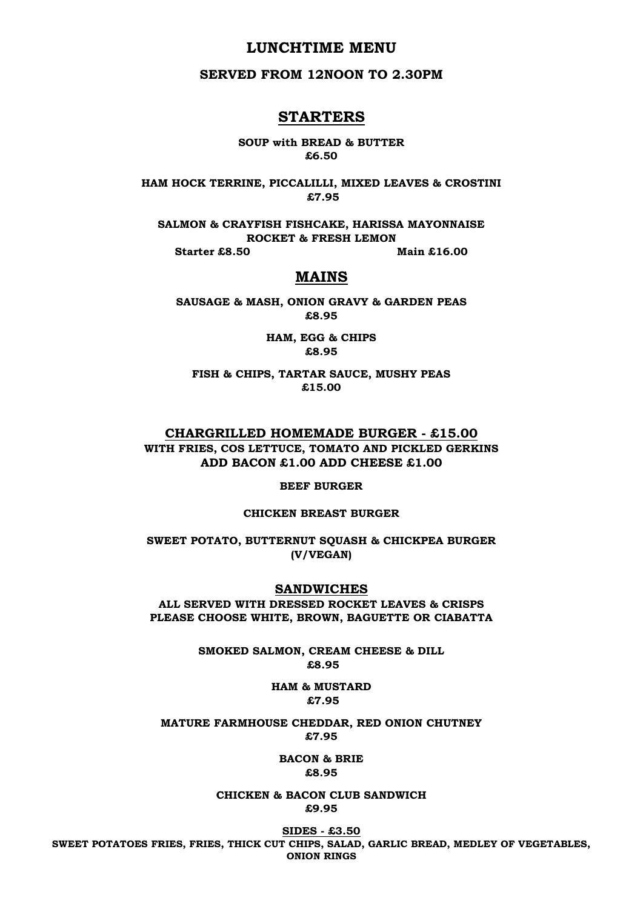# LUNCHTIME MENU

**SERVED FROM 12NOON TO 2.30PM**

## STARTERS

**SOUP with BREAD & BUTTER**
**£6.50**

**HAM HOCK TERRINE, PICCALILLI, MIXED LEAVES & CROSTINI**
**£7.95**

**SALMON & CRAYFISH FISHCAKE, HARISSA MAYONNAISE**
**ROCKET & FRESH LEMON**
**Starter £8.50** **Main £16.00**

## MAINS

**SAUSAGE & MASH, ONION GRAVY & GARDEN PEAS**
**£8.95**

**HAM, EGG & CHIPS**
**£8.95**

**FISH & CHIPS, TARTAR SAUCE, MUSHY PEAS**
**£15.00**

### CHARGRILLED HOMEMADE BURGER - £15.00

**WITH FRIES, COS LETTUCE, TOMATO AND PICKLED GERKINS**
**ADD BACON £1.00 ADD CHEESE £1.00**

**BEEF BURGER**

**CHICKEN BREAST BURGER**

**SWEET POTATO, BUTTERNUT SQUASH & CHICKPEA BURGER**
**(V/VEGAN)**

### SANDWICHES

**ALL SERVED WITH DRESSED ROCKET LEAVES & CRISPS**
**PLEASE CHOOSE WHITE, BROWN, BAGUETTE OR CIABATTA**

**SMOKED SALMON, CREAM CHEESE & DILL**
**£8.95**

**HAM & MUSTARD**
**£7.95**

**MATURE FARMHOUSE CHEDDAR, RED ONION CHUTNEY**
**£7.95**

**BACON & BRIE**
**£8.95**

**CHICKEN & BACON CLUB SANDWICH**
**£9.95**

### SIDES - £3.50

**SWEET POTATOES FRIES, FRIES, THICK CUT CHIPS, SALAD, GARLIC BREAD, MEDLEY OF VEGETABLES, ONION RINGS**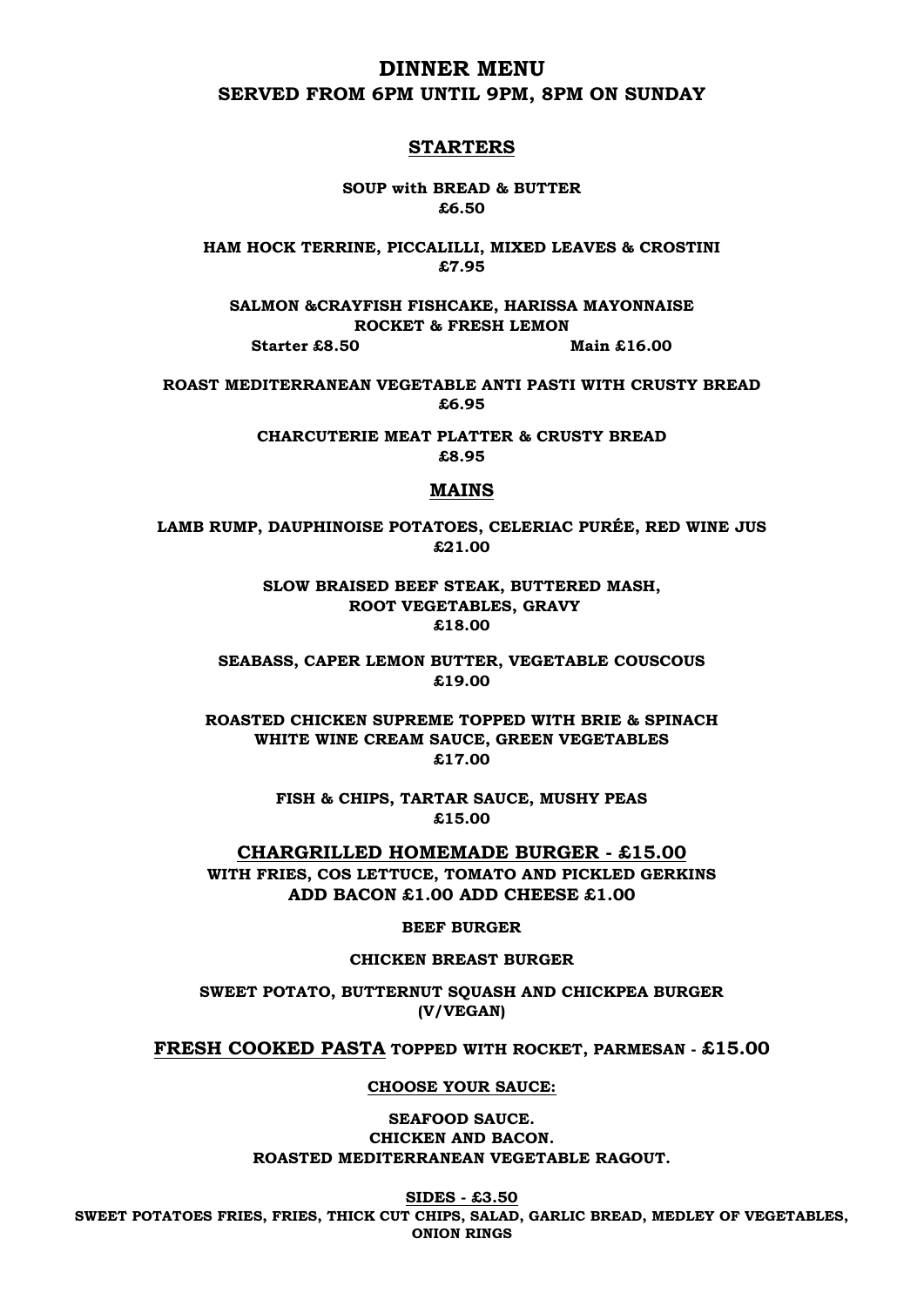# DINNER MENU

## SERVED FROM 6PM UNTIL 9PM, 8PM ON SUNDAY

## STARTERS

**SOUP with BREAD & BUTTER**
**£6.50**

**HAM HOCK TERRINE, PICCALILLI, MIXED LEAVES & CROSTINI**
**£7.95**

**SALMON &CRAYFISH FISHCAKE, HARISSA MAYONNAISE**
**ROCKET & FRESH LEMON**
**Starter £8.50 Main £16.00**

**ROAST MEDITERRANEAN VEGETABLE ANTI PASTI WITH CRUSTY BREAD**
**£6.95**

**CHARCUTERIE MEAT PLATTER & CRUSTY BREAD**
**£8.95**

## MAINS

**LAMB RUMP, DAUPHINOISE POTATOES, CELERIAC PURÉE, RED WINE JUS**
**£21.00**

**SLOW BRAISED BEEF STEAK, BUTTERED MASH,**
**ROOT VEGETABLES, GRAVY**
**£18.00**

**SEABASS, CAPER LEMON BUTTER, VEGETABLE COUSCOUS**
**£19.00**

**ROASTED CHICKEN SUPREME TOPPED WITH BRIE & SPINACH**
**WHITE WINE CREAM SAUCE, GREEN VEGETABLES**
**£17.00**

**FISH & CHIPS, TARTAR SAUCE, MUSHY PEAS**
**£15.00**

### CHARGRILLED HOMEMADE BURGER - £15.00

**WITH FRIES, COS LETTUCE, TOMATO AND PICKLED GERKINS**
**ADD BACON £1.00 ADD CHEESE £1.00**

**BEEF BURGER**

**CHICKEN BREAST BURGER**

**SWEET POTATO, BUTTERNUT SQUASH AND CHICKPEA BURGER**
**(V/VEGAN)**

### FRESH COOKED PASTA TOPPED WITH ROCKET, PARMESAN - £15.00

**CHOOSE YOUR SAUCE:**

**SEAFOOD SAUCE.**
**CHICKEN AND BACON.**
**ROASTED MEDITERRANEAN VEGETABLE RAGOUT.**

**SIDES - £3.50**
**SWEET POTATOES FRIES, FRIES, THICK CUT CHIPS, SALAD, GARLIC BREAD, MEDLEY OF VEGETABLES, ONION RINGS**